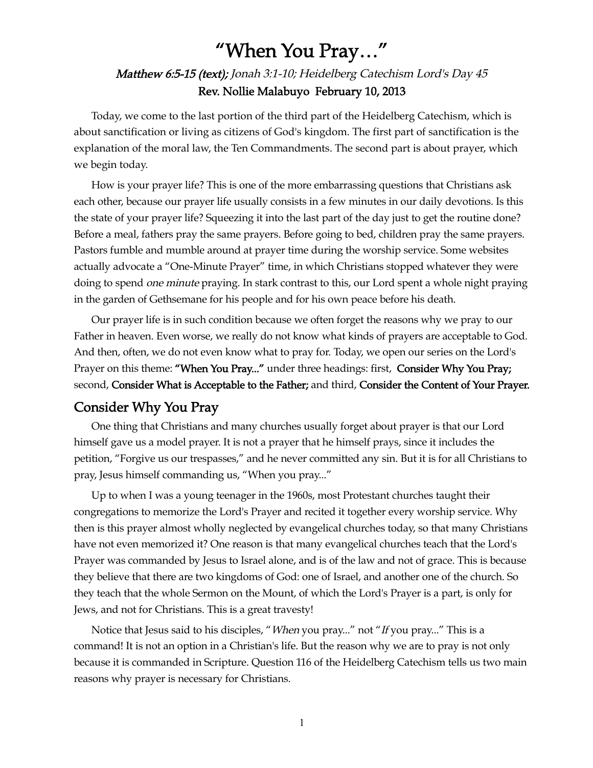# "When You Pray…"

*Matthew 6:5-15 (text); Jonah 3:1-10; Heidelberg Catechism Lord's Day 45*

**Rev. Nollie Malabuyo February 10, 2013**

Today, we come to the last portion of the third part of the Heidelberg Catechism, which is about sanctification or living as citizens of God's kingdom. The first part of sanctification is the explanation of the moral law, the Ten Commandments. The second part is about prayer, which we begin today.

How is your prayer life? This is one of the more embarrassing questions that Christians ask each other, because our prayer life usually consists in a few minutes in our daily devotions. Is this the state of your prayer life? Squeezing it into the last part of the day just to get the routine done? Before a meal, fathers pray the same prayers. Before going to bed, children pray the same prayers. Pastors fumble and mumble around at prayer time during the worship service. Some websites actually advocate a "One-Minute Prayer" time, in which Christians stopped whatever they were doing to spend *one minute* praying. In stark contrast to this, our Lord spent a whole night praying in the garden of Gethsemane for his people and for his own peace before his death.

Our prayer life is in such condition because we often forget the reasons why we pray to our Father in heaven. Even worse, we really do not know what kinds of prayers are acceptable to God. And then, often, we do not even know what to pray for. Today, we open our series on the Lord's Prayer on this theme: **"When You Pray..."** under three headings: first, **Consider Why You Pray;** second, **Consider What is Acceptable to the Father;** and third, **Consider the Content of Your Prayer.**

## Consider Why You Pray

One thing that Christians and many churches usually forget about prayer is that our Lord himself gave us a model prayer. It is not a prayer that he himself prays, since it includes the petition, "Forgive us our trespasses," and he never committed any sin. But it is for all Christians to pray, Jesus himself commanding us, "When you pray..."

Up to when I was a young teenager in the 1960s, most Protestant churches taught their congregations to memorize the Lord's Prayer and recited it together every worship service. Why then is this prayer almost wholly neglected by evangelical churches today, so that many Christians have not even memorized it? One reason is that many evangelical churches teach that the Lord's Prayer was commanded by Jesus to Israel alone, and is of the law and not of grace. This is because they believe that there are two kingdoms of God: one of Israel, and another one of the church. So they teach that the whole Sermon on the Mount, of which the Lord's Prayer is a part, is only for Jews, and not for Christians. This is a great travesty!

Notice that Jesus said to his disciples, "*When* you pray..." not "*If* you pray..." This is a command! It is not an option in a Christian's life. But the reason why we are to pray is not only because it is commanded in Scripture. Question 116 of the Heidelberg Catechism tells us two main reasons why prayer is necessary for Christians.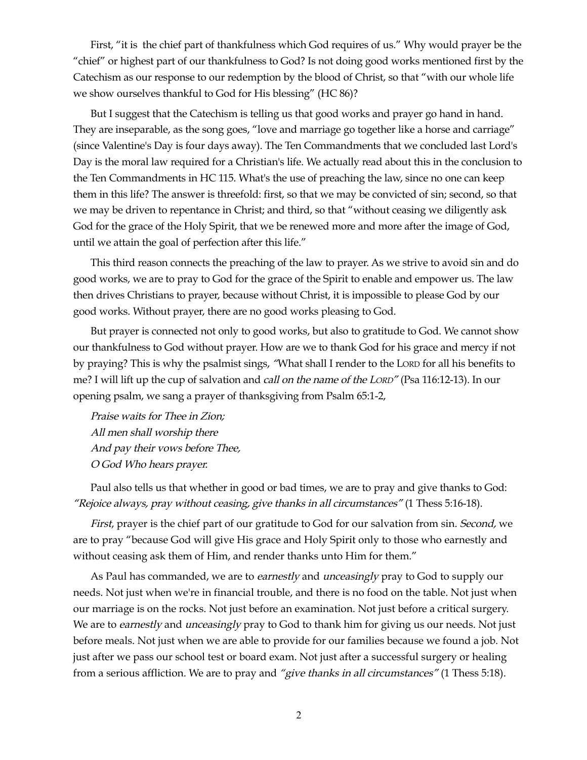First, "it is the chief part of thankfulness which God requires of us." Why would prayer be the "chief" or highest part of our thankfulness to God? Is not doing good works mentioned first by the Catechism as our response to our redemption by the blood of Christ, so that "with our whole life we show ourselves thankful to God for His blessing" (HC 86)?

But I suggest that the Catechism is telling us that good works and prayer go hand in hand. They are inseparable, as the song goes, "love and marriage go together like a horse and carriage" (since Valentine's Day is four days away). The Ten Commandments that we concluded last Lord's Day is the moral law required for a Christian's life. We actually read about this in the conclusion to the Ten Commandments in HC 115. What's the use of preaching the law, since no one can keep them in this life? The answer is threefold: first, so that we may be convicted of sin; second, so that we may be driven to repentance in Christ; and third, so that "without ceasing we diligently ask God for the grace of the Holy Spirit, that we be renewed more and more after the image of God, until we attain the goal of perfection after this life."

This third reason connects the preaching of the law to prayer. As we strive to avoid sin and do good works, we are to pray to God for the grace of the Spirit to enable and empower us. The law then drives Christians to prayer, because without Christ, it is impossible to please God by our good works. Without prayer, there are no good works pleasing to God.

But prayer is connected not only to good works, but also to gratitude to God. We cannot show our thankfulness to God without prayer. How are we to thank God for his grace and mercy if not by praying? This is why the psalmist sings, *"*What shall I render to the LORD for all his benefits to me? I will lift up the cup of salvation and *call on the name of the LORD"* (Psa 116:12-13). In our opening psalm, we sang a prayer of thanksgiving from Psalm 65:1-2,

*Praise waits for Thee in Zion;*
*All men shall worship there*
*And pay their vows before Thee,*
*O God Who hears prayer.*

Paul also tells us that whether in good or bad times, we are to pray and give thanks to God: *"Rejoice always, pray without ceasing, give thanks in all circumstances"* (1 Thess 5:16-18).

*First*, prayer is the chief part of our gratitude to God for our salvation from sin. *Second,* we are to pray "because God will give His grace and Holy Spirit only to those who earnestly and without ceasing ask them of Him, and render thanks unto Him for them."

As Paul has commanded, we are to *earnestly* and *unceasingly* pray to God to supply our needs. Not just when we're in financial trouble, and there is no food on the table. Not just when our marriage is on the rocks. Not just before an examination. Not just before a critical surgery. We are to *earnestly* and *unceasingly* pray to God to thank him for giving us our needs. Not just before meals. Not just when we are able to provide for our families because we found a job. Not just after we pass our school test or board exam. Not just after a successful surgery or healing from a serious affliction. We are to pray and *"give thanks in all circumstances"* (1 Thess 5:18).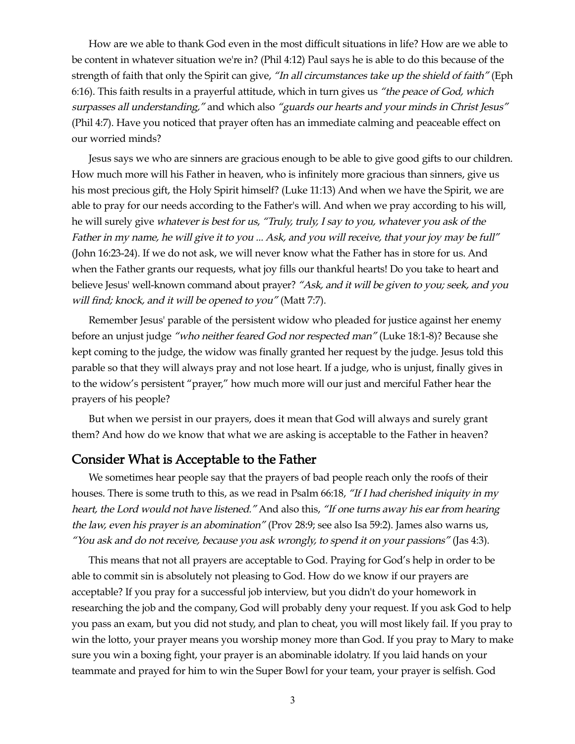How are we able to thank God even in the most difficult situations in life? How are we able to be content in whatever situation we're in? (Phil 4:12) Paul says he is able to do this because of the strength of faith that only the Spirit can give, *"In all circumstances take up the shield of faith"* (Eph 6:16). This faith results in a prayerful attitude, which in turn gives us *"the peace of God, which surpasses all understanding,"* and which also *"guards our hearts and your minds in Christ Jesus"* (Phil 4:7). Have you noticed that prayer often has an immediate calming and peaceable effect on our worried minds?

Jesus says we who are sinners are gracious enough to be able to give good gifts to our children. How much more will his Father in heaven, who is infinitely more gracious than sinners, give us his most precious gift, the Holy Spirit himself? (Luke 11:13) And when we have the Spirit, we are able to pray for our needs according to the Father's will. And when we pray according to his will, he will surely give *whatever is best for us*, *"Truly, truly, I say to you, whatever you ask of the Father in my name, he will give it to you ... Ask, and you will receive, that your joy may be full"* (John 16:23-24). If we do not ask, we will never know what the Father has in store for us. And when the Father grants our requests, what joy fills our thankful hearts! Do you take to heart and believe Jesus' well-known command about prayer? *"Ask, and it will be given to you; seek, and you will find; knock, and it will be opened to you"* (Matt 7:7).

Remember Jesus' parable of the persistent widow who pleaded for justice against her enemy before an unjust judge *"who neither feared God nor respected man"* (Luke 18:1-8)? Because she kept coming to the judge, the widow was finally granted her request by the judge. Jesus told this parable so that they will always pray and not lose heart. If a judge, who is unjust, finally gives in to the widow's persistent "prayer," how much more will our just and merciful Father hear the prayers of his people?

But when we persist in our prayers, does it mean that God will always and surely grant them? And how do we know that what we are asking is acceptable to the Father in heaven?

## Consider What is Acceptable to the Father

We sometimes hear people say that the prayers of bad people reach only the roofs of their houses. There is some truth to this, as we read in Psalm 66:18, *"If I had cherished iniquity in my heart, the Lord would not have listened."* And also this, *"If one turns away his ear from hearing the law, even his prayer is an abomination"* (Prov 28:9; see also Isa 59:2). James also warns us, *"You ask and do not receive, because you ask wrongly, to spend it on your passions"* (Jas 4:3).

This means that not all prayers are acceptable to God. Praying for God's help in order to be able to commit sin is absolutely not pleasing to God. How do we know if our prayers are acceptable? If you pray for a successful job interview, but you didn't do your homework in researching the job and the company, God will probably deny your request. If you ask God to help you pass an exam, but you did not study, and plan to cheat, you will most likely fail. If you pray to win the lotto, your prayer means you worship money more than God. If you pray to Mary to make sure you win a boxing fight, your prayer is an abominable idolatry. If you laid hands on your teammate and prayed for him to win the Super Bowl for your team, your prayer is selfish. God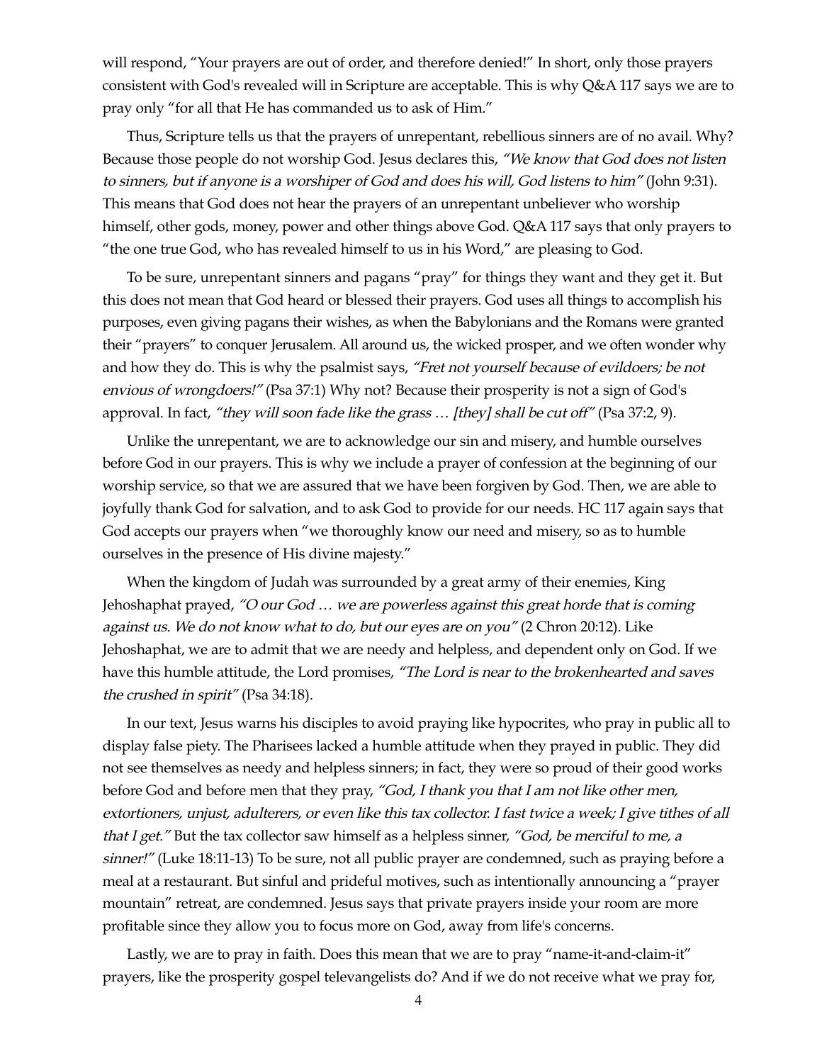will respond, "Your prayers are out of order, and therefore denied!" In short, only those prayers consistent with God's revealed will in Scripture are acceptable. This is why Q&A 117 says we are to pray only "for all that He has commanded us to ask of Him."

Thus, Scripture tells us that the prayers of unrepentant, rebellious sinners are of no avail. Why? Because those people do not worship God. Jesus declares this, *"We know that God does not listen to sinners, but if anyone is a worshiper of God and does his will, God listens to him"* (John 9:31). This means that God does not hear the prayers of an unrepentant unbeliever who worship himself, other gods, money, power and other things above God. Q&A 117 says that only prayers to "the one true God, who has revealed himself to us in his Word," are pleasing to God.

To be sure, unrepentant sinners and pagans "pray" for things they want and they get it. But this does not mean that God heard or blessed their prayers. God uses all things to accomplish his purposes, even giving pagans their wishes, as when the Babylonians and the Romans were granted their "prayers" to conquer Jerusalem. All around us, the wicked prosper, and we often wonder why and how they do. This is why the psalmist says, *"Fret not yourself because of evildoers; be not envious of wrongdoers!"* (Psa 37:1) Why not? Because their prosperity is not a sign of God's approval. In fact, *"they will soon fade like the grass … [they] shall be cut off"* (Psa 37:2, 9).

Unlike the unrepentant, we are to acknowledge our sin and misery, and humble ourselves before God in our prayers. This is why we include a prayer of confession at the beginning of our worship service, so that we are assured that we have been forgiven by God. Then, we are able to joyfully thank God for salvation, and to ask God to provide for our needs. HC 117 again says that God accepts our prayers when "we thoroughly know our need and misery, so as to humble ourselves in the presence of His divine majesty."

When the kingdom of Judah was surrounded by a great army of their enemies, King Jehoshaphat prayed, *"O our God … we are powerless against this great horde that is coming against us. We do not know what to do, but our eyes are on you"* (2 Chron 20:12). Like Jehoshaphat, we are to admit that we are needy and helpless, and dependent only on God. If we have this humble attitude, the Lord promises, *"The Lord is near to the brokenhearted and saves the crushed in spirit"* (Psa 34:18).

In our text, Jesus warns his disciples to avoid praying like hypocrites, who pray in public all to display false piety. The Pharisees lacked a humble attitude when they prayed in public. They did not see themselves as needy and helpless sinners; in fact, they were so proud of their good works before God and before men that they pray, *"God, I thank you that I am not like other men, extortioners, unjust, adulterers, or even like this tax collector. I fast twice a week; I give tithes of all that I get."* But the tax collector saw himself as a helpless sinner, *"God, be merciful to me, a sinner!"* (Luke 18:11-13) To be sure, not all public prayer are condemned, such as praying before a meal at a restaurant. But sinful and prideful motives, such as intentionally announcing a "prayer mountain" retreat, are condemned. Jesus says that private prayers inside your room are more profitable since they allow you to focus more on God, away from life's concerns.

Lastly, we are to pray in faith. Does this mean that we are to pray "name-it-and-claim-it" prayers, like the prosperity gospel televangelists do? And if we do not receive what we pray for,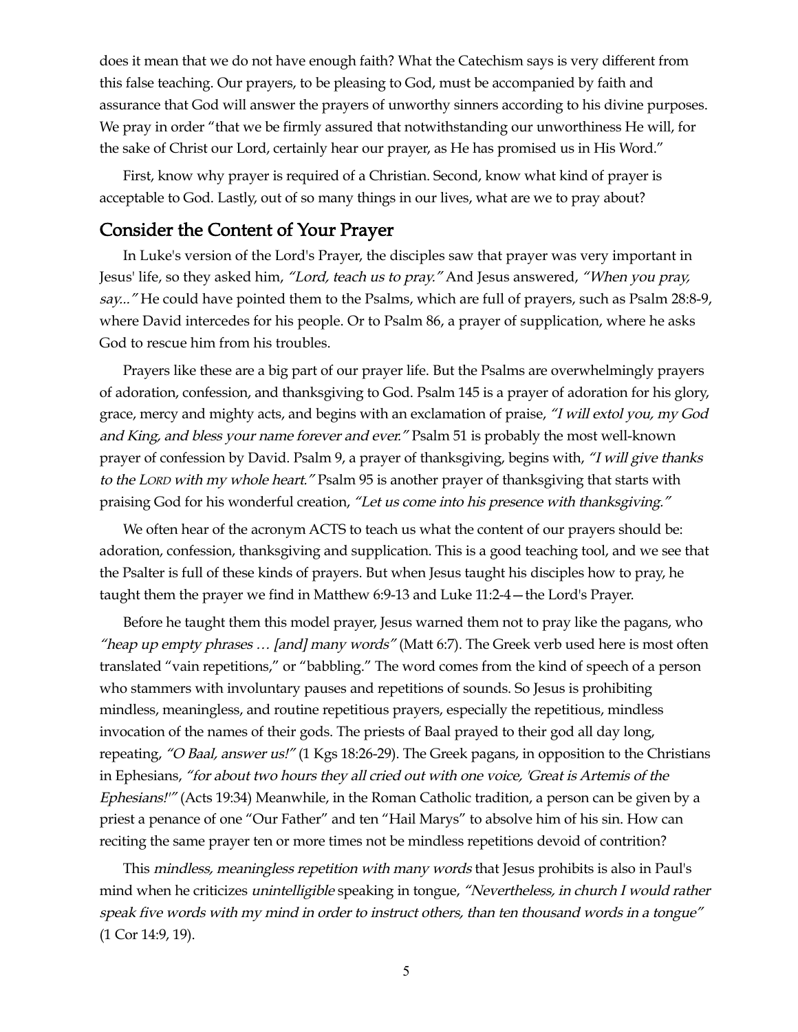does it mean that we do not have enough faith? What the Catechism says is very different from this false teaching. Our prayers, to be pleasing to God, must be accompanied by faith and assurance that God will answer the prayers of unworthy sinners according to his divine purposes. We pray in order "that we be firmly assured that notwithstanding our unworthiness He will, for the sake of Christ our Lord, certainly hear our prayer, as He has promised us in His Word."

First, know why prayer is required of a Christian. Second, know what kind of prayer is acceptable to God. Lastly, out of so many things in our lives, what are we to pray about?

## Consider the Content of Your Prayer

In Luke's version of the Lord's Prayer, the disciples saw that prayer was very important in Jesus' life, so they asked him, *"Lord, teach us to pray."* And Jesus answered, *"When you pray, say..."* He could have pointed them to the Psalms, which are full of prayers, such as Psalm 28:8-9, where David intercedes for his people. Or to Psalm 86, a prayer of supplication, where he asks God to rescue him from his troubles.

Prayers like these are a big part of our prayer life. But the Psalms are overwhelmingly prayers of adoration, confession, and thanksgiving to God. Psalm 145 is a prayer of adoration for his glory, grace, mercy and mighty acts, and begins with an exclamation of praise, *"I will extol you, my God and King, and bless your name forever and ever."* Psalm 51 is probably the most well-known prayer of confession by David. Psalm 9, a prayer of thanksgiving, begins with, *"I will give thanks to the LORD with my whole heart."* Psalm 95 is another prayer of thanksgiving that starts with praising God for his wonderful creation, *"Let us come into his presence with thanksgiving."*

We often hear of the acronym ACTS to teach us what the content of our prayers should be: adoration, confession, thanksgiving and supplication. This is a good teaching tool, and we see that the Psalter is full of these kinds of prayers. But when Jesus taught his disciples how to pray, he taught them the prayer we find in Matthew 6:9-13 and Luke 11:2-4—the Lord's Prayer.

Before he taught them this model prayer, Jesus warned them not to pray like the pagans, who *"heap up empty phrases … [and] many words"* (Matt 6:7). The Greek verb used here is most often translated "vain repetitions," or "babbling." The word comes from the kind of speech of a person who stammers with involuntary pauses and repetitions of sounds. So Jesus is prohibiting mindless, meaningless, and routine repetitious prayers, especially the repetitious, mindless invocation of the names of their gods. The priests of Baal prayed to their god all day long, repeating, *"O Baal, answer us!"* (1 Kgs 18:26-29). The Greek pagans, in opposition to the Christians in Ephesians, *"for about two hours they all cried out with one voice, 'Great is Artemis of the Ephesians!'"* (Acts 19:34) Meanwhile, in the Roman Catholic tradition, a person can be given by a priest a penance of one "Our Father" and ten "Hail Marys" to absolve him of his sin. How can reciting the same prayer ten or more times not be mindless repetitions devoid of contrition?

This *mindless, meaningless repetition with many words* that Jesus prohibits is also in Paul's mind when he criticizes *unintelligible* speaking in tongue, *"Nevertheless, in church I would rather speak five words with my mind in order to instruct others, than ten thousand words in a tongue"* (1 Cor 14:9, 19).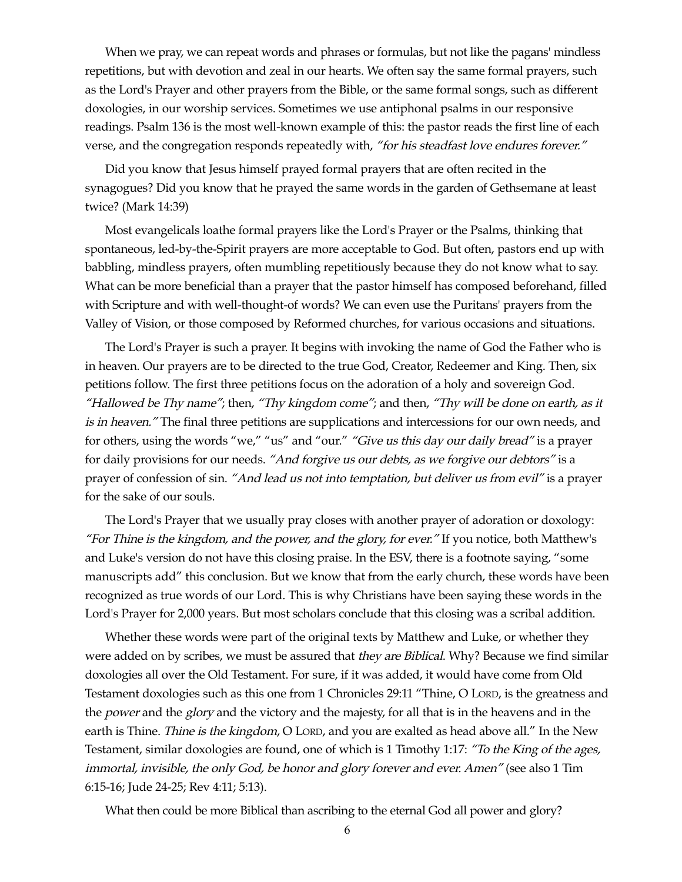When we pray, we can repeat words and phrases or formulas, but not like the pagans' mindless repetitions, but with devotion and zeal in our hearts. We often say the same formal prayers, such as the Lord's Prayer and other prayers from the Bible, or the same formal songs, such as different doxologies, in our worship services. Sometimes we use antiphonal psalms in our responsive readings. Psalm 136 is the most well-known example of this: the pastor reads the first line of each verse, and the congregation responds repeatedly with, *"for his steadfast love endures forever."*

Did you know that Jesus himself prayed formal prayers that are often recited in the synagogues? Did you know that he prayed the same words in the garden of Gethsemane at least twice? (Mark 14:39)

Most evangelicals loathe formal prayers like the Lord's Prayer or the Psalms, thinking that spontaneous, led-by-the-Spirit prayers are more acceptable to God. But often, pastors end up with babbling, mindless prayers, often mumbling repetitiously because they do not know what to say. What can be more beneficial than a prayer that the pastor himself has composed beforehand, filled with Scripture and with well-thought-of words? We can even use the Puritans' prayers from the Valley of Vision, or those composed by Reformed churches, for various occasions and situations.

The Lord's Prayer is such a prayer. It begins with invoking the name of God the Father who is in heaven. Our prayers are to be directed to the true God, Creator, Redeemer and King. Then, six petitions follow. The first three petitions focus on the adoration of a holy and sovereign God. *"Hallowed be Thy name"*; then, *"Thy kingdom come"*; and then, *"Thy will be done on earth, as it is in heaven."* The final three petitions are supplications and intercessions for our own needs, and for others, using the words "we," "us" and "our." *"Give us this day our daily bread"* is a prayer for daily provisions for our needs. *"And forgive us our debts, as we forgive our debtors"* is a prayer of confession of sin. *"And lead us not into temptation, but deliver us from evil"* is a prayer for the sake of our souls.

The Lord's Prayer that we usually pray closes with another prayer of adoration or doxology: *"For Thine is the kingdom, and the power, and the glory, for ever."* If you notice, both Matthew's and Luke's version do not have this closing praise. In the ESV, there is a footnote saying, "some manuscripts add" this conclusion. But we know that from the early church, these words have been recognized as true words of our Lord. This is why Christians have been saying these words in the Lord's Prayer for 2,000 years. But most scholars conclude that this closing was a scribal addition.

Whether these words were part of the original texts by Matthew and Luke, or whether they were added on by scribes, we must be assured that *they are Biblical*. Why? Because we find similar doxologies all over the Old Testament. For sure, if it was added, it would have come from Old Testament doxologies such as this one from 1 Chronicles 29:11 "Thine, O LORD, is the greatness and the *power* and the *glory* and the victory and the majesty, for all that is in the heavens and in the earth is Thine. *Thine is the kingdom*, O LORD, and you are exalted as head above all." In the New Testament, similar doxologies are found, one of which is 1 Timothy 1:17: *"To the King of the ages, immortal, invisible, the only God, be honor and glory forever and ever. Amen"* (see also 1 Tim 6:15-16; Jude 24-25; Rev 4:11; 5:13).

What then could be more Biblical than ascribing to the eternal God all power and glory?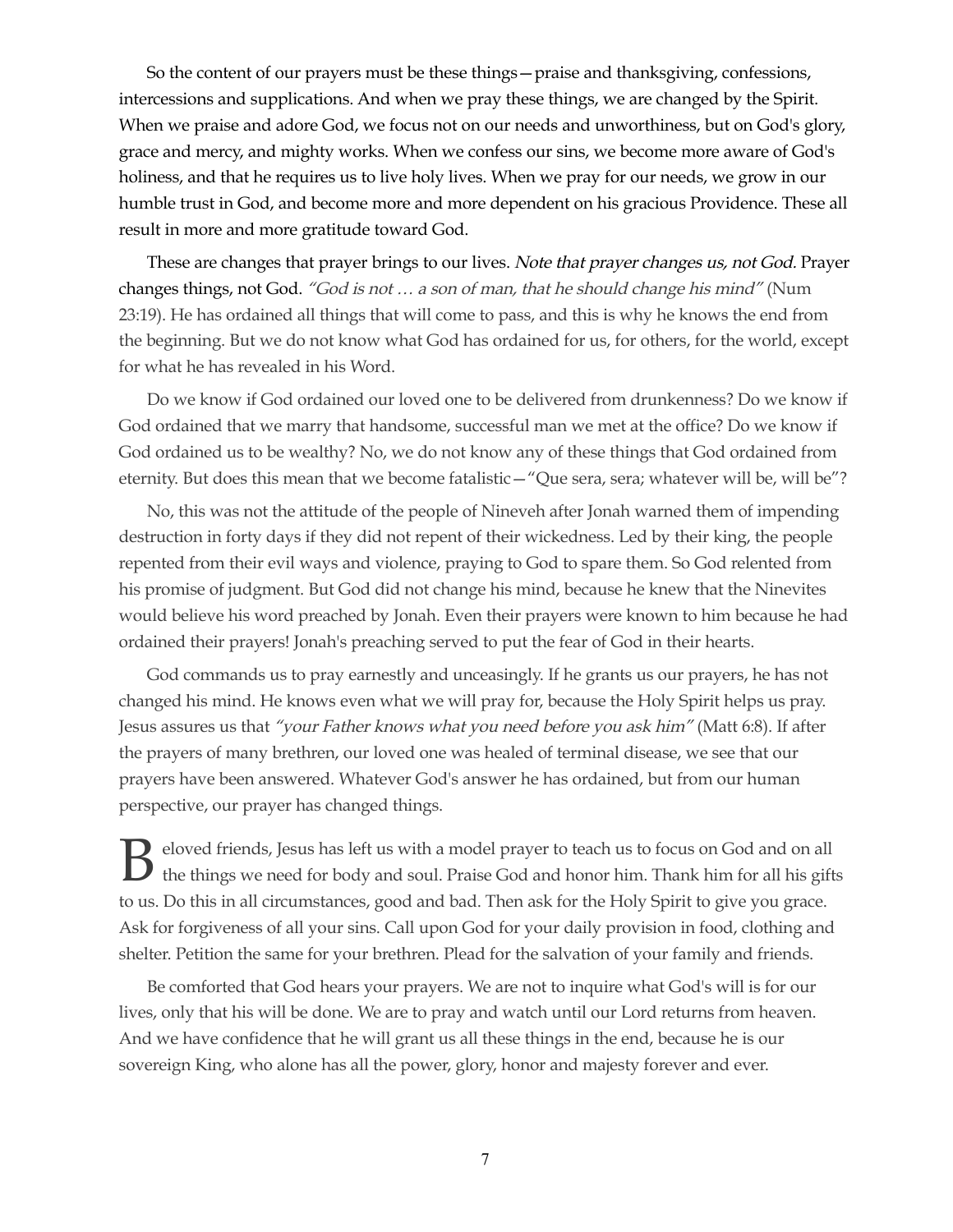So the content of our prayers must be these things—praise and thanksgiving, confessions, intercessions and supplications. And when we pray these things, we are changed by the Spirit. When we praise and adore God, we focus not on our needs and unworthiness, but on God's glory, grace and mercy, and mighty works. When we confess our sins, we become more aware of God's holiness, and that he requires us to live holy lives. When we pray for our needs, we grow in our humble trust in God, and become more and more dependent on his gracious Providence. These all result in more and more gratitude toward God.

These are changes that prayer brings to our lives. *Note that prayer changes us, not God.* Prayer changes things, not God. *"God is not … a son of man, that he should change his mind"* (Num 23:19). He has ordained all things that will come to pass, and this is why he knows the end from the beginning. But we do not know what God has ordained for us, for others, for the world, except for what he has revealed in his Word.

Do we know if God ordained our loved one to be delivered from drunkenness? Do we know if God ordained that we marry that handsome, successful man we met at the office? Do we know if God ordained us to be wealthy? No, we do not know any of these things that God ordained from eternity. But does this mean that we become fatalistic—"Que sera, sera; whatever will be, will be"?

No, this was not the attitude of the people of Nineveh after Jonah warned them of impending destruction in forty days if they did not repent of their wickedness. Led by their king, the people repented from their evil ways and violence, praying to God to spare them. So God relented from his promise of judgment. But God did not change his mind, because he knew that the Ninevites would believe his word preached by Jonah. Even their prayers were known to him because he had ordained their prayers! Jonah's preaching served to put the fear of God in their hearts.

God commands us to pray earnestly and unceasingly. If he grants us our prayers, he has not changed his mind. He knows even what we will pray for, because the Holy Spirit helps us pray. Jesus assures us that *"your Father knows what you need before you ask him"* (Matt 6:8). If after the prayers of many brethren, our loved one was healed of terminal disease, we see that our prayers have been answered. Whatever God's answer he has ordained, but from our human perspective, our prayer has changed things.

Beloved friends, Jesus has left us with a model prayer to teach us to focus on God and on all the things we need for body and soul. Praise God and honor him. Thank him for all his gifts to us. Do this in all circumstances, good and bad. Then ask for the Holy Spirit to give you grace. Ask for forgiveness of all your sins. Call upon God for your daily provision in food, clothing and shelter. Petition the same for your brethren. Plead for the salvation of your family and friends.

Be comforted that God hears your prayers. We are not to inquire what God's will is for our lives, only that his will be done. We are to pray and watch until our Lord returns from heaven. And we have confidence that he will grant us all these things in the end, because he is our sovereign King, who alone has all the power, glory, honor and majesty forever and ever.